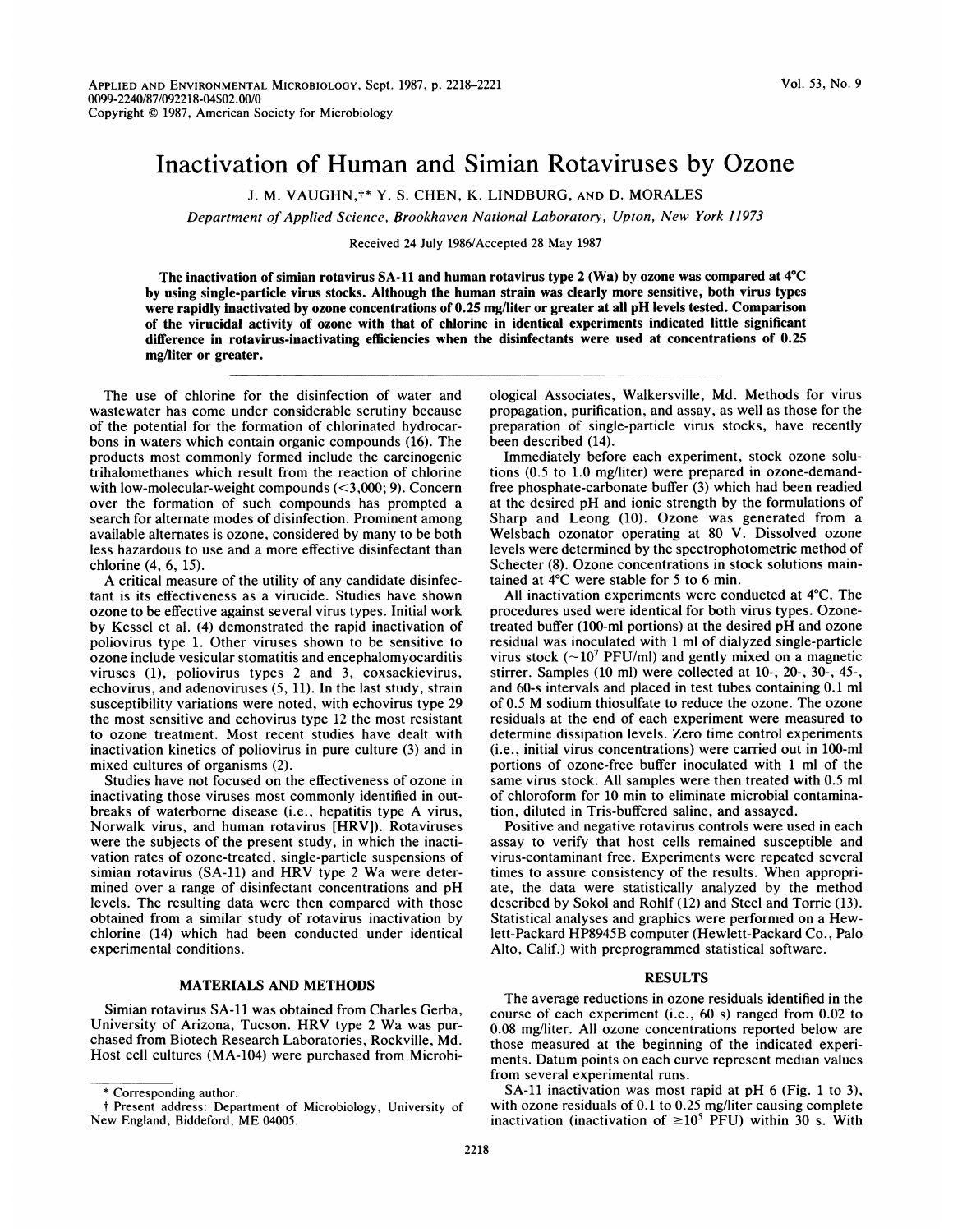# Inactivation of Human and Simian Rotaviruses by Ozone

J. M. VAUGHN,[†]* Y. S. CHEN, K. LINDBURG, AND D. MORALES

*Department of Applied Science, Brookhaven National Laboratory, Upton, New York 11973*

Received 24 July 1986/Accepted 28 May 1987

**The inactivation of simian rotavirus SA-11 and human rotavirus type 2 (Wa) by ozone was compared at 4°C by using single-particle virus stocks. Although the human strain was clearly more sensitive, both virus types were rapidly inactivated by ozone concentrations of 0.25 mg/liter or greater at all pH levels tested. Comparison of the virucidal activity of ozone with that of chlorine in identical experiments indicated little significant difference in rotavirus-inactivating efficiencies when the disinfectants were used at concentrations of 0.25 mg/liter or greater.**

The use of chlorine for the disinfection of water and wastewater has come under considerable scrutiny because of the potential for the formation of chlorinated hydrocarbons in waters which contain organic compounds (16). The products most commonly formed include the carcinogenic trihalomethanes which result from the reaction of chlorine with low-molecular-weight compounds (<3,000; 9). Concern over the formation of such compounds has prompted a search for alternate modes of disinfection. Prominent among available alternates is ozone, considered by many to be both less hazardous to use and a more effective disinfectant than chlorine (4, 6, 15).

A critical measure of the utility of any candidate disinfectant is its effectiveness as a virucide. Studies have shown ozone to be effective against several virus types. Initial work by Kessel et al. (4) demonstrated the rapid inactivation of poliovirus type 1. Other viruses shown to be sensitive to ozone include vesicular stomatitis and encephalomyocarditis viruses (1), poliovirus types 2 and 3, coxsackievirus, echovirus, and adenoviruses (5, 11). In the last study, strain susceptibility variations were noted, with echovirus type 29 the most sensitive and echovirus type 12 the most resistant to ozone treatment. Most recent studies have dealt with inactivation kinetics of poliovirus in pure culture (3) and in mixed cultures of organisms (2).

Studies have not focused on the effectiveness of ozone in inactivating those viruses most commonly identified in outbreaks of waterborne disease (i.e., hepatitis type A virus, Norwalk virus, and human rotavirus [HRV]). Rotaviruses were the subjects of the present study, in which the inactivation rates of ozone-treated, single-particle suspensions of simian rotavirus (SA-11) and HRV type 2 Wa were determined over a range of disinfectant concentrations and pH levels. The resulting data were then compared with those obtained from a similar study of rotavirus inactivation by chlorine (14) which had been conducted under identical experimental conditions.

## MATERIALS AND METHODS

Simian rotavirus SA-11 was obtained from Charles Gerba, University of Arizona, Tucson. HRV type 2 Wa was purchased from Biotech Research Laboratories, Rockville, Md. Host cell cultures (MA-104) were purchased from Microbiological Associates, Walkersville, Md. Methods for virus propagation, purification, and assay, as well as those for the preparation of single-particle virus stocks, have recently been described (14).

Immediately before each experiment, stock ozone solutions (0.5 to 1.0 mg/liter) were prepared in ozone-demand-free phosphate-carbonate buffer (3) which had been readied at the desired pH and ionic strength by the formulations of Sharp and Leong (10). Ozone was generated from a Welsbach ozonator operating at 80 V. Dissolved ozone levels were determined by the spectrophotometric method of Schecter (8). Ozone concentrations in stock solutions maintained at 4°C were stable for 5 to 6 min.

All inactivation experiments were conducted at 4°C. The procedures used were identical for both virus types. Ozone-treated buffer (100-ml portions) at the desired pH and ozone residual was inoculated with 1 ml of dialyzed single-particle virus stock (~$10^7$ PFU/ml) and gently mixed on a magnetic stirrer. Samples (10 ml) were collected at 10-, 20-, 30-, 45-, and 60-s intervals and placed in test tubes containing 0.1 ml of 0.5 M sodium thiosulfate to reduce the ozone. The ozone residuals at the end of each experiment were measured to determine dissipation levels. Zero time control experiments (i.e., initial virus concentrations) were carried out in 100-ml portions of ozone-free buffer inoculated with 1 ml of the same virus stock. All samples were then treated with 0.5 ml of chloroform for 10 min to eliminate microbial contamination, diluted in Tris-buffered saline, and assayed.

Positive and negative rotavirus controls were used in each assay to verify that host cells remained susceptible and virus-contaminant free. Experiments were repeated several times to assure consistency of the results. When appropriate, the data were statistically analyzed by the method described by Sokol and Rohlf (12) and Steel and Torrie (13). Statistical analyses and graphics were performed on a Hewlett-Packard HP8945B computer (Hewlett-Packard Co., Palo Alto, Calif.) with preprogrammed statistical software.

## RESULTS

The average reductions in ozone residuals identified in the course of each experiment (i.e., 60 s) ranged from 0.02 to 0.08 mg/liter. All ozone concentrations reported below are those measured at the beginning of the indicated experiments. Datum points on each curve represent median values from several experimental runs.

SA-11 inactivation was most rapid at pH 6 (Fig. 1 to 3), with ozone residuals of 0.1 to 0.25 mg/liter causing complete inactivation (inactivation of $\geq 10^5$ PFU) within 30 s. With

\* Corresponding author.

† Present address: Department of Microbiology, University of New England, Biddeford, ME 04005.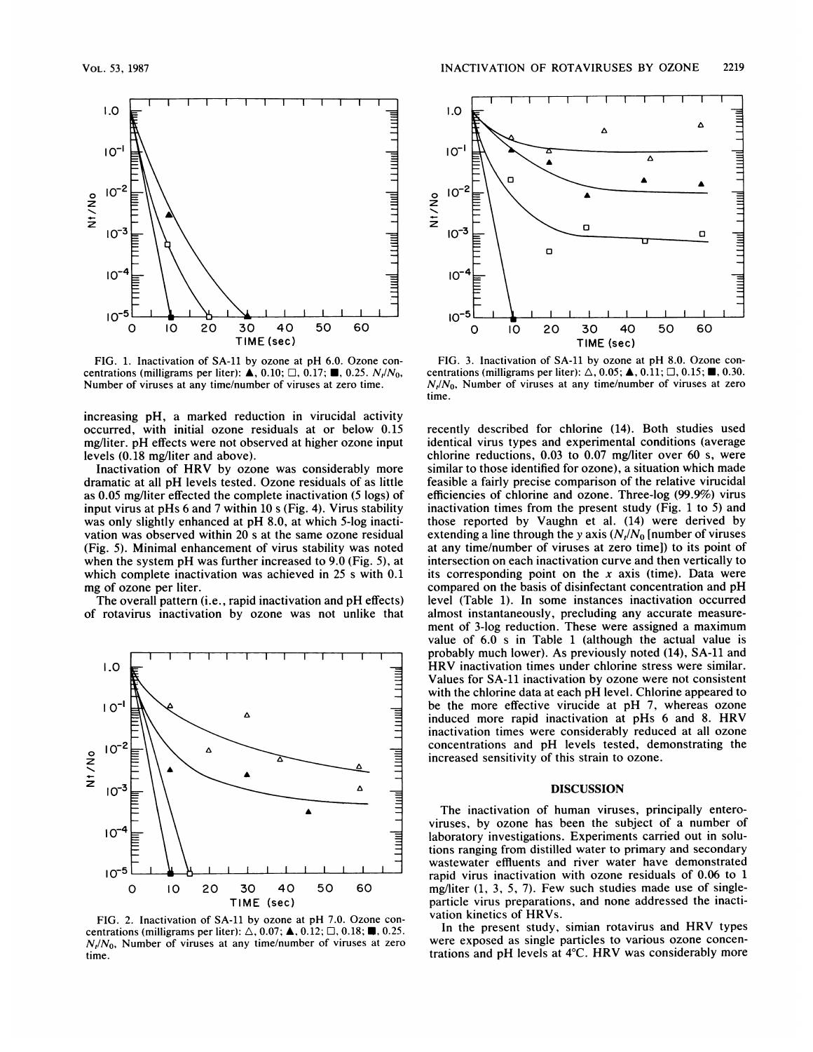FIG. 1. Inactivation of SA-11 by ozone at pH 6.0. Ozone concentrations (milligrams per liter): ▲, 0.10; □, 0.17; ■, 0.25. $N_t/N_0$, Number of viruses at any time/number of viruses at zero time.

FIG. 3. Inactivation of SA-11 by ozone at pH 8.0. Ozone concentrations (milligrams per liter): △, 0.05; ▲, 0.11; □, 0.15; ■, 0.30. $N_t/N_0$, Number of viruses at any time/number of viruses at zero time.

increasing pH, a marked reduction in virucidal activity occurred, with initial ozone residuals at or below 0.15 mg/liter. pH effects were not observed at higher ozone input levels (0.18 mg/liter and above).

Inactivation of HRV by ozone was considerably more dramatic at all pH levels tested. Ozone residuals of as little as 0.05 mg/liter effected the complete inactivation (5 logs) of input virus at pHs 6 and 7 within 10 s (Fig. 4). Virus stability was only slightly enhanced at pH 8.0, at which 5-log inactivation was observed within 20 s at the same ozone residual (Fig. 5). Minimal enhancement of virus stability was noted when the system pH was further increased to 9.0 (Fig. 5), at which complete inactivation was achieved in 25 s with 0.1 mg of ozone per liter.

The overall pattern (i.e., rapid inactivation and pH effects) of rotavirus inactivation by ozone was not unlike that recently described for chlorine (14). Both studies used identical virus types and experimental conditions (average chlorine reductions, 0.03 to 0.07 mg/liter over 60 s, were similar to those identified for ozone), a situation which made feasible a fairly precise comparison of the relative virucidal efficiencies of chlorine and ozone. Three-log (99.9%) virus inactivation times from the present study (Fig. 1 to 5) and those reported by Vaughn et al. (14) were derived by extending a line through the y axis ($N_t/N_0$ [number of viruses at any time/number of viruses at zero time]) to its point of intersection on each inactivation curve and then vertically to its corresponding point on the x axis (time). Data were compared on the basis of disinfectant concentration and pH level (Table 1). In some instances inactivation occurred almost instantaneously, precluding any accurate measurement of 3-log reduction. These were assigned a maximum value of 6.0 s in Table 1 (although the actual value is probably much lower). As previously noted (14), SA-11 and HRV inactivation times under chlorine stress were similar. Values for SA-11 inactivation by ozone were not consistent with the chlorine data at each pH level. Chlorine appeared to be the more effective virucide at pH 7, whereas ozone induced more rapid inactivation at pHs 6 and 8. HRV inactivation times were considerably reduced at all ozone concentrations and pH levels tested, demonstrating the increased sensitivity of this strain to ozone.

FIG. 2. Inactivation of SA-11 by ozone at pH 7.0. Ozone concentrations (milligrams per liter): △, 0.07; ▲, 0.12; □, 0.18; ■, 0.25. $N_t/N_0$, Number of viruses at any time/number of viruses at zero time.

## DISCUSSION

The inactivation of human viruses, principally enteroviruses, by ozone has been the subject of a number of laboratory investigations. Experiments carried out in solutions ranging from distilled water to primary and secondary wastewater effluents and river water have demonstrated rapid virus inactivation with ozone residuals of 0.06 to 1 mg/liter (1, 3, 5, 7). Few such studies made use of single-particle virus preparations, and none addressed the inactivation kinetics of HRVs.

In the present study, simian rotavirus and HRV types were exposed as single particles to various ozone concentrations and pH levels at 4°C. HRV was considerably more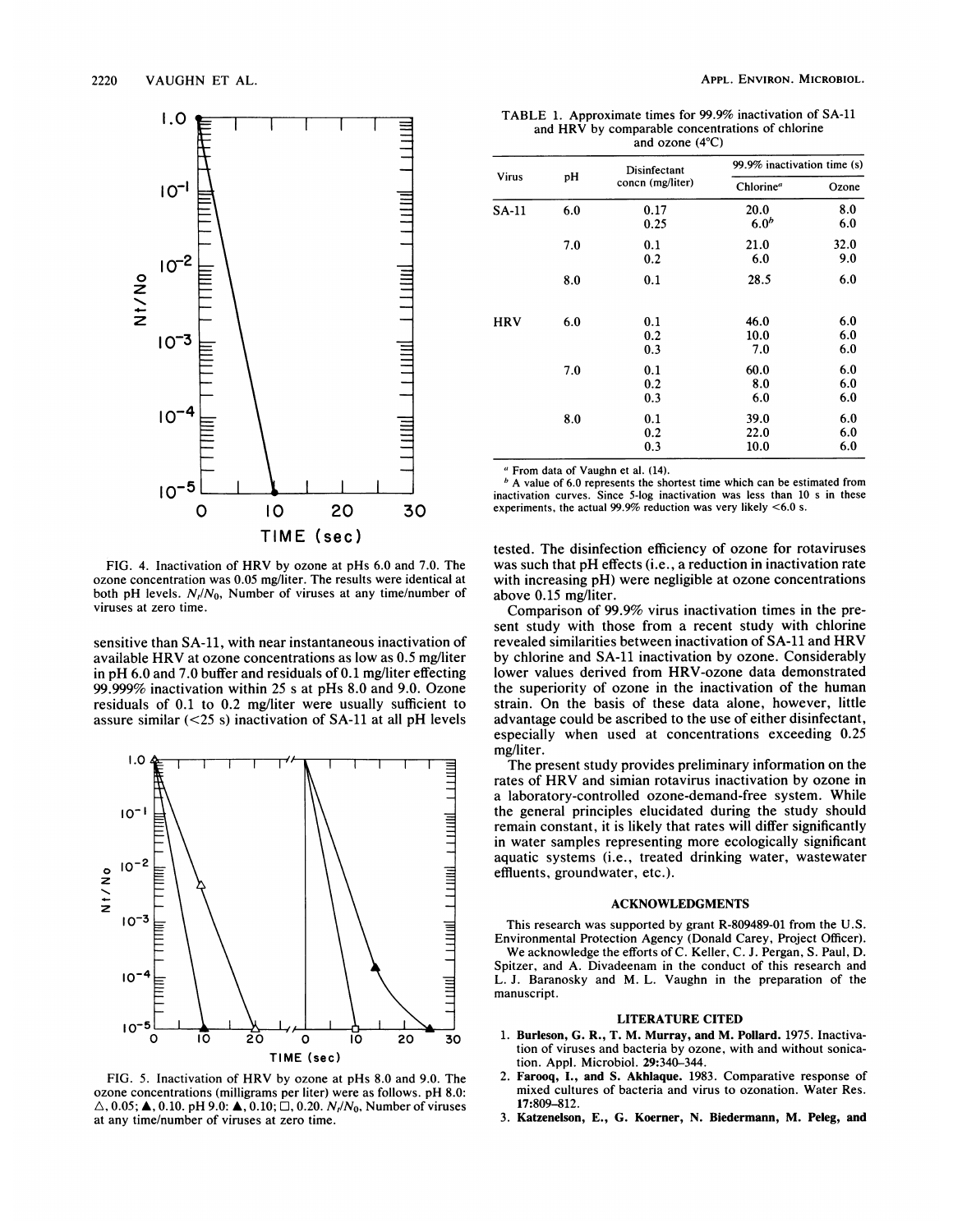FIG. 4. Inactivation of HRV by ozone at pHs 6.0 and 7.0. The ozone concentration was 0.05 mg/liter. The results were identical at both pH levels. $N_t/N_0$, Number of viruses at any time/number of viruses at zero time.

sensitive than SA-11, with near instantaneous inactivation of available HRV at ozone concentrations as low as 0.5 mg/liter in pH 6.0 and 7.0 buffer and residuals of 0.1 mg/liter effecting 99.999% inactivation within 25 s at pHs 8.0 and 9.0. Ozone residuals of 0.1 to 0.2 mg/liter were usually sufficient to assure similar (<25 s) inactivation of SA-11 at all pH levels

FIG. 5. Inactivation of HRV by ozone at pHs 8.0 and 9.0. The ozone concentrations (milligrams per liter) were as follows. pH 8.0: △, 0.05; ▲, 0.10. pH 9.0: ▲, 0.10; □, 0.20. $N_t/N_0$, Number of viruses at any time/number of viruses at zero time.

TABLE 1. Approximate times for 99.9% inactivation of SA-11 and HRV by comparable concentrations of chlorine and ozone (4°C)

| Virus | pH | Disinfectant concn (mg/liter) | 99.9% inactivation time (s) | |
|---|---|---|---|---|
| | | | Chlorine[a] | Ozone |
| SA-11 | 6.0 | 0.17 | 20.0 | 8.0 |
| | | 0.25 | 6.0[b] | 6.0 |
| | 7.0 | 0.1 | 21.0 | 32.0 |
| | | 0.2 | 6.0 | 9.0 |
| | 8.0 | 0.1 | 28.5 | 6.0 |
| HRV | 6.0 | 0.1 | 46.0 | 6.0 |
| | | 0.2 | 10.0 | 6.0 |
| | | 0.3 | 7.0 | 6.0 |
| | 7.0 | 0.1 | 60.0 | 6.0 |
| | | 0.2 | 8.0 | 6.0 |
| | | 0.3 | 6.0 | 6.0 |
| | 8.0 | 0.1 | 39.0 | 6.0 |
| | | 0.2 | 22.0 | 6.0 |
| | | 0.3 | 10.0 | 6.0 |

[a] From data of Vaughn et al. (14).

[b] A value of 6.0 represents the shortest time which can be estimated from inactivation curves. Since 5-log inactivation was less than 10 s in these experiments, the actual 99.9% reduction was very likely <6.0 s.

tested. The disinfection efficiency of ozone for rotaviruses was such that pH effects (i.e., a reduction in inactivation rate with increasing pH) were negligible at ozone concentrations above 0.15 mg/liter.

Comparison of 99.9% virus inactivation times in the present study with those from a recent study with chlorine revealed similarities between inactivation of SA-11 and HRV by chlorine and SA-11 inactivation by ozone. Considerably lower values derived from HRV-ozone data demonstrated the superiority of ozone in the inactivation of the human strain. On the basis of these data alone, however, little advantage could be ascribed to the use of either disinfectant, especially when used at concentrations exceeding 0.25 mg/liter.

The present study provides preliminary information on the rates of HRV and simian rotavirus inactivation by ozone in a laboratory-controlled ozone-demand-free system. While the general principles elucidated during the study should remain constant, it is likely that rates will differ significantly in water samples representing more ecologically significant aquatic systems (i.e., treated drinking water, wastewater effluents, groundwater, etc.).

## ACKNOWLEDGMENTS

This research was supported by grant R-809489-01 from the U.S. Environmental Protection Agency (Donald Carey, Project Officer).

We acknowledge the efforts of C. Keller, C. J. Pergan, S. Paul, D. Spitzer, and A. Divadeenam in the conduct of this research and L. J. Baranosky and M. L. Vaughn in the preparation of the manuscript.

## LITERATURE CITED

1. **Burleson, G. R., T. M. Murray, and M. Pollard.** 1975. Inactivation of viruses and bacteria by ozone, with and without sonication. Appl. Microbiol. **29:**340–344.
2. **Farooq, I., and S. Akhlaque.** 1983. Comparative response of mixed cultures of bacteria and virus to ozonation. Water Res. **17:**809–812.
3. **Katzenelson, E., G. Koerner, N. Biedermann, M. Peleg, and**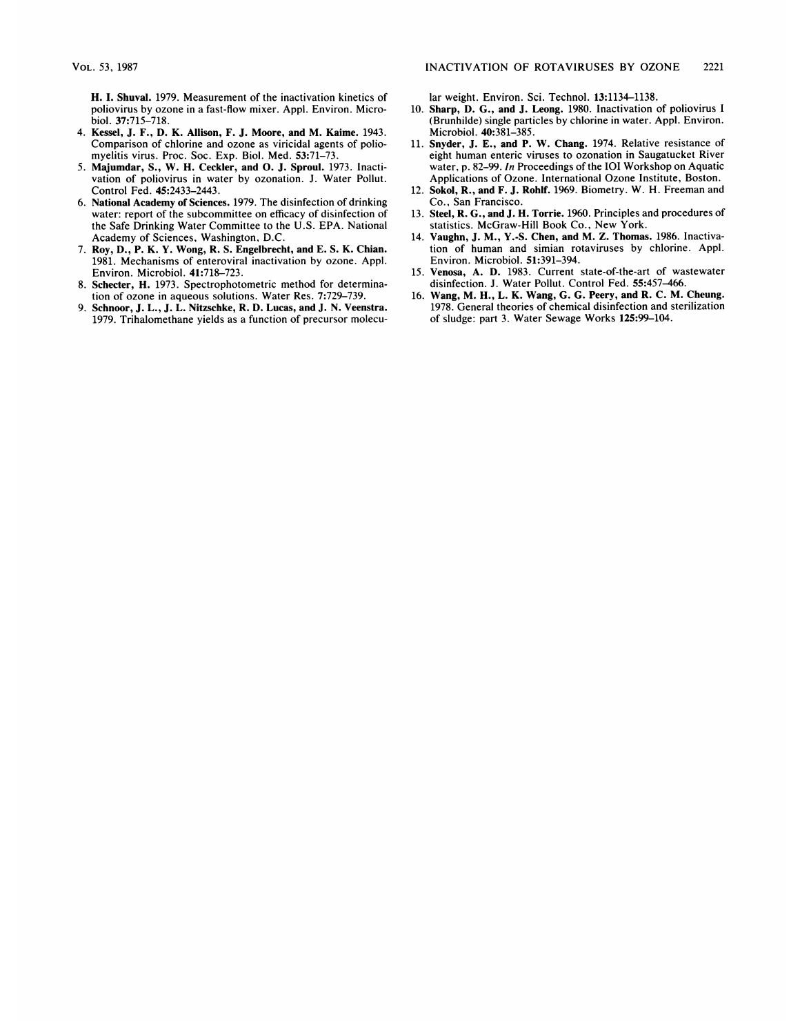H. I. Shuval. 1979. Measurement of the inactivation kinetics of poliovirus by ozone in a fast-flow mixer. Appl. Environ. Microbiol. **37**:715–718.

4. **Kessel, J. F., D. K. Allison, F. J. Moore, and M. Kaime.** 1943. Comparison of chlorine and ozone as viricidal agents of poliomyelitis virus. Proc. Soc. Exp. Biol. Med. **53**:71–73.
5. **Majumdar, S., W. H. Ceckler, and O. J. Sproul.** 1973. Inactivation of poliovirus in water by ozonation. J. Water Pollut. Control Fed. **45**:2433–2443.
6. **National Academy of Sciences.** 1979. The disinfection of drinking water: report of the subcommittee on efficacy of disinfection of the Safe Drinking Water Committee to the U.S. EPA. National Academy of Sciences, Washington, D.C.
7. **Roy, D., P. K. Y. Wong, R. S. Engelbrecht, and E. S. K. Chian.** 1981. Mechanisms of enteroviral inactivation by ozone. Appl. Environ. Microbiol. **41**:718–723.
8. **Schecter, H.** 1973. Spectrophotometric method for determination of ozone in aqueous solutions. Water Res. **7**:729–739.
9. **Schnoor, J. L., J. L. Nitzschke, R. D. Lucas, and J. N. Veenstra.** 1979. Trihalomethane yields as a function of precursor molecular weight. Environ. Sci. Technol. **13**:1134–1138.
10. **Sharp, D. G., and J. Leong.** 1980. Inactivation of poliovirus I (Brunhilde) single particles by chlorine in water. Appl. Environ. Microbiol. **40**:381–385.
11. **Snyder, J. E., and P. W. Chang.** 1974. Relative resistance of eight human enteric viruses to ozonation in Saugatucket River water, p. 82–99. *In* Proceedings of the IOI Workshop on Aquatic Applications of Ozone. International Ozone Institute, Boston.
12. **Sokol, R., and F. J. Rohlf.** 1969. Biometry. W. H. Freeman and Co., San Francisco.
13. **Steel, R. G., and J. H. Torrie.** 1960. Principles and procedures of statistics. McGraw-Hill Book Co., New York.
14. **Vaughn, J. M., Y.-S. Chen, and M. Z. Thomas.** 1986. Inactivation of human and simian rotaviruses by chlorine. Appl. Environ. Microbiol. **51**:391–394.
15. **Venosa, A. D.** 1983. Current state-of-the-art of wastewater disinfection. J. Water Pollut. Control Fed. **55**:457–466.
16. **Wang, M. H., L. K. Wang, G. G. Peery, and R. C. M. Cheung.** 1978. General theories of chemical disinfection and sterilization of sludge: part 3. Water Sewage Works **125**:99–104.